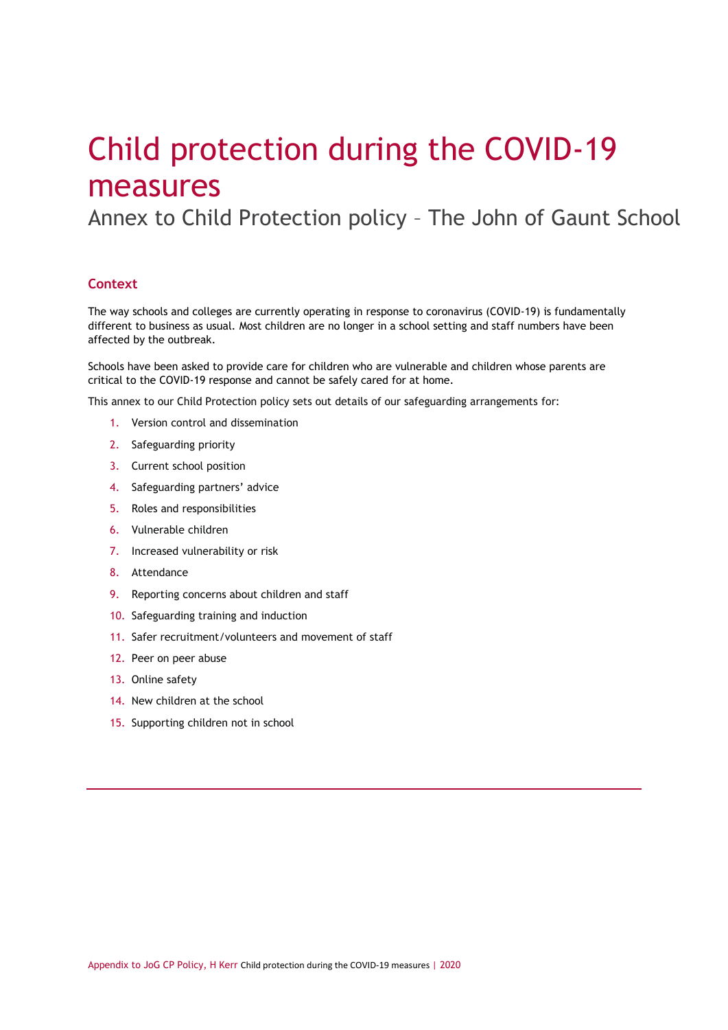# Child protection during the COVID-19 measures

## Annex to Child Protection policy – The John of Gaunt School

### Context

The way schools and colleges are currently operating in response to coronavirus (COVID-19) is fundamentally different to business as usual. Most children are no longer in a school setting and staff numbers have been affected by the outbreak.

Schools have been asked to provide care for children who are vulnerable and children whose parents are critical to the COVID-19 response and cannot be safely cared for at home.

This annex to our Child Protection policy sets out details of our safeguarding arrangements for:

1. Version control and dissemination
2. Safeguarding priority
3. Current school position
4. Safeguarding partners' advice
5. Roles and responsibilities
6. Vulnerable children
7. Increased vulnerability or risk
8. Attendance
9. Reporting concerns about children and staff
10. Safeguarding training and induction
11. Safer recruitment/volunteers and movement of staff
12. Peer on peer abuse
13. Online safety
14. New children at the school
15. Supporting children not in school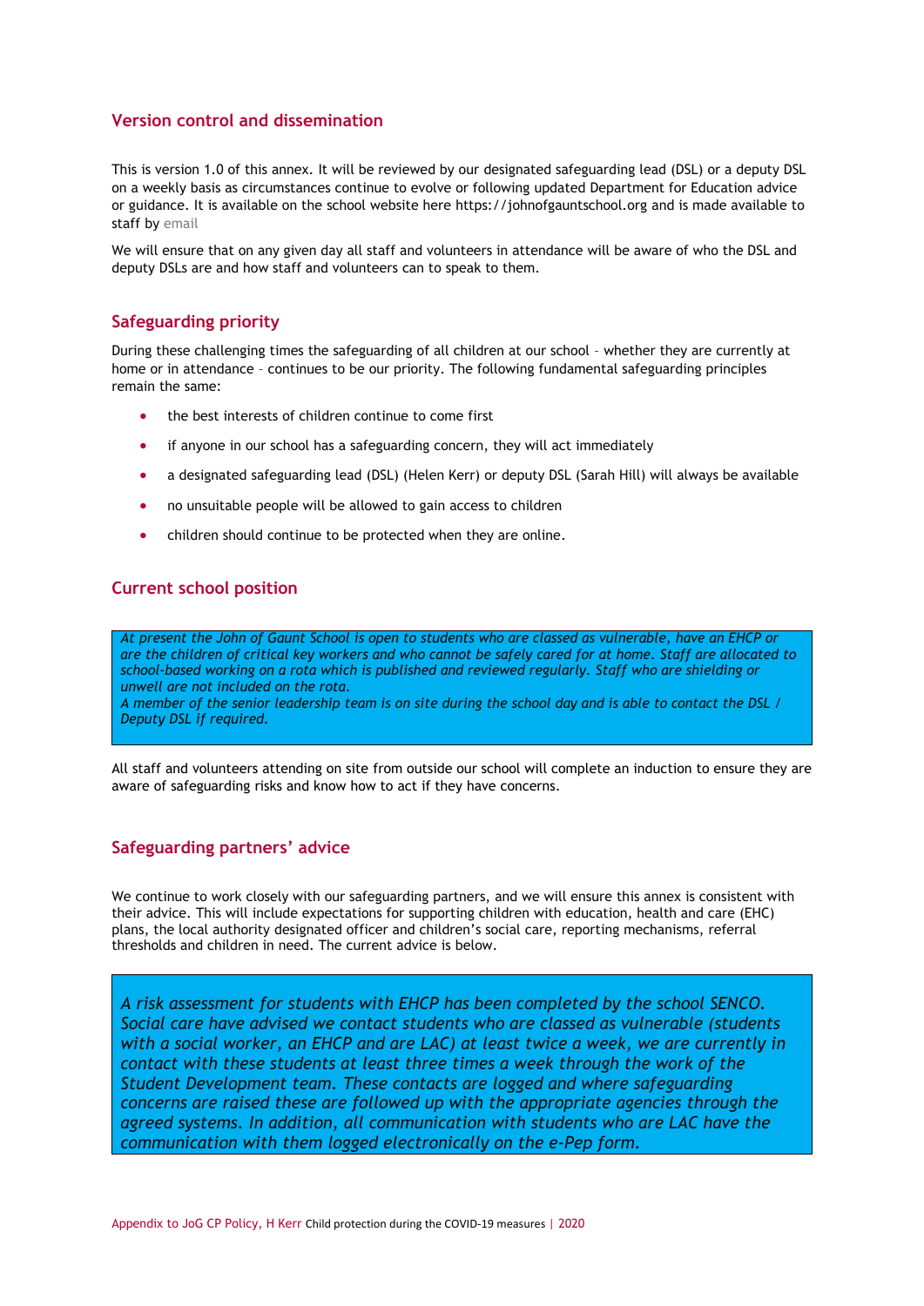## Version control and dissemination

This is version 1.0 of this annex. It will be reviewed by our designated safeguarding lead (DSL) or a deputy DSL on a weekly basis as circumstances continue to evolve or following updated Department for Education advice or guidance. It is available on the school website here https://johnofgauntschool.org and is made available to staff by email

We will ensure that on any given day all staff and volunteers in attendance will be aware of who the DSL and deputy DSLs are and how staff and volunteers can to speak to them.

## Safeguarding priority

During these challenging times the safeguarding of all children at our school – whether they are currently at home or in attendance – continues to be our priority. The following fundamental safeguarding principles remain the same:

- the best interests of children continue to come first
- if anyone in our school has a safeguarding concern, they will act immediately
- a designated safeguarding lead (DSL) (Helen Kerr) or deputy DSL (Sarah Hill) will always be available
- no unsuitable people will be allowed to gain access to children
- children should continue to be protected when they are online.

## Current school position

*At present the John of Gaunt School is open to students who are classed as vulnerable, have an EHCP or are the children of critical key workers and who cannot be safely cared for at home. Staff are allocated to school-based working on a rota which is published and reviewed regularly. Staff who are shielding or unwell are not included on the rota.*
*A member of the senior leadership team is on site during the school day and is able to contact the DSL / Deputy DSL if required.*

All staff and volunteers attending on site from outside our school will complete an induction to ensure they are aware of safeguarding risks and know how to act if they have concerns.

## Safeguarding partners' advice

We continue to work closely with our safeguarding partners, and we will ensure this annex is consistent with their advice. This will include expectations for supporting children with education, health and care (EHC) plans, the local authority designated officer and children's social care, reporting mechanisms, referral thresholds and children in need. The current advice is below.

*A risk assessment for students with EHCP has been completed by the school SENCO. Social care have advised we contact students who are classed as vulnerable (students with a social worker, an EHCP and are LAC) at least twice a week, we are currently in contact with these students at least three times a week through the work of the Student Development team. These contacts are logged and where safeguarding concerns are raised these are followed up with the appropriate agencies through the agreed systems. In addition, all communication with students who are LAC have the communication with them logged electronically on the e-Pep form.*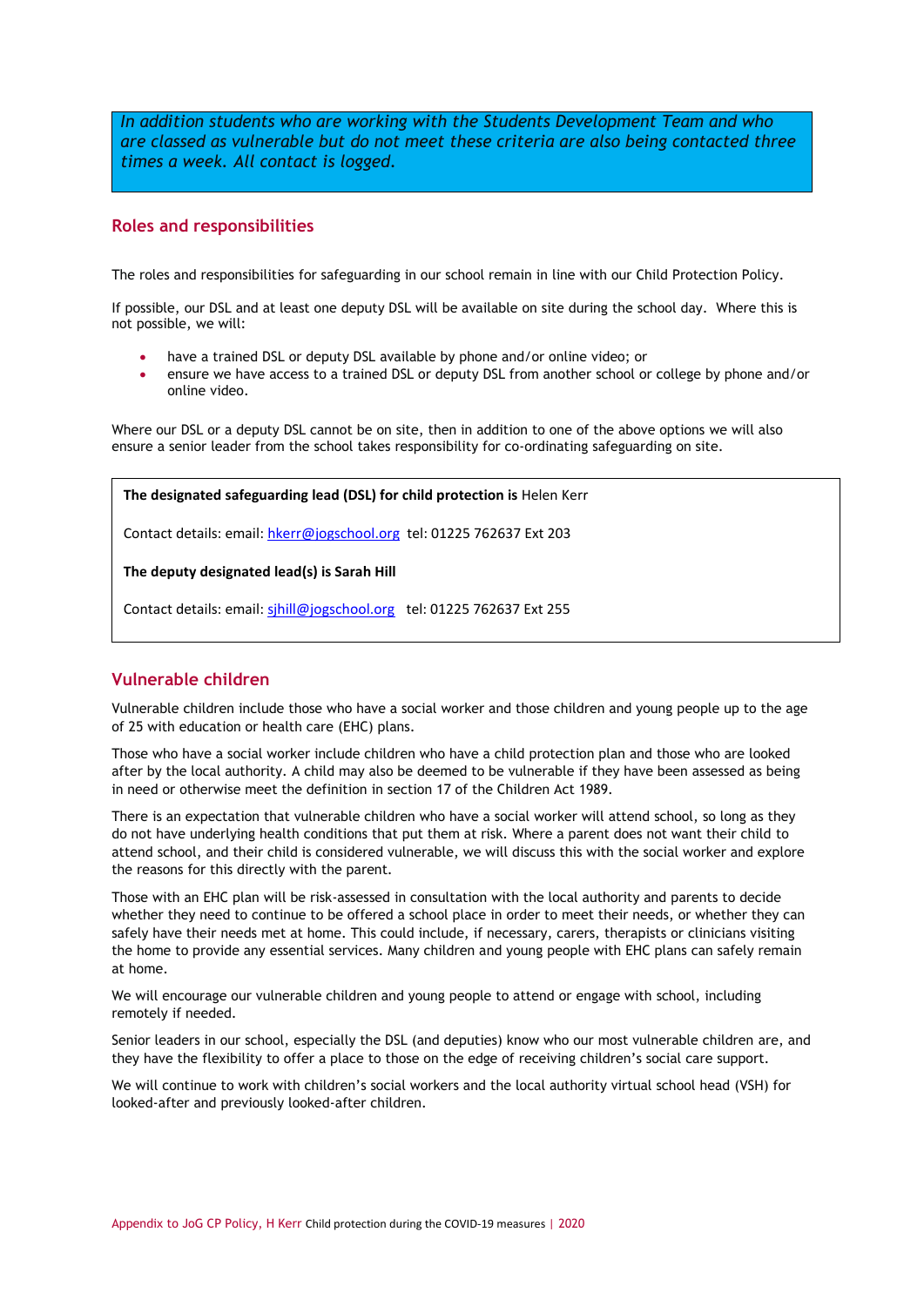*In addition students who are working with the Students Development Team and who are classed as vulnerable but do not meet these criteria are also being contacted three times a week. All contact is logged.*

## Roles and responsibilities

The roles and responsibilities for safeguarding in our school remain in line with our Child Protection Policy.

If possible, our DSL and at least one deputy DSL will be available on site during the school day. Where this is not possible, we will:

- have a trained DSL or deputy DSL available by phone and/or online video; or
- ensure we have access to a trained DSL or deputy DSL from another school or college by phone and/or online video.

Where our DSL or a deputy DSL cannot be on site, then in addition to one of the above options we will also ensure a senior leader from the school takes responsibility for co-ordinating safeguarding on site.

**The designated safeguarding lead (DSL) for child protection is** Helen Kerr

Contact details: email: hkerr@jogschool.org tel: 01225 762637 Ext 203

**The deputy designated lead(s) is Sarah Hill**

Contact details: email: sjhill@jogschool.org tel: 01225 762637 Ext 255

## Vulnerable children

Vulnerable children include those who have a social worker and those children and young people up to the age of 25 with education or health care (EHC) plans.

Those who have a social worker include children who have a child protection plan and those who are looked after by the local authority. A child may also be deemed to be vulnerable if they have been assessed as being in need or otherwise meet the definition in section 17 of the Children Act 1989.

There is an expectation that vulnerable children who have a social worker will attend school, so long as they do not have underlying health conditions that put them at risk. Where a parent does not want their child to attend school, and their child is considered vulnerable, we will discuss this with the social worker and explore the reasons for this directly with the parent.

Those with an EHC plan will be risk-assessed in consultation with the local authority and parents to decide whether they need to continue to be offered a school place in order to meet their needs, or whether they can safely have their needs met at home. This could include, if necessary, carers, therapists or clinicians visiting the home to provide any essential services. Many children and young people with EHC plans can safely remain at home.

We will encourage our vulnerable children and young people to attend or engage with school, including remotely if needed.

Senior leaders in our school, especially the DSL (and deputies) know who our most vulnerable children are, and they have the flexibility to offer a place to those on the edge of receiving children's social care support.

We will continue to work with children's social workers and the local authority virtual school head (VSH) for looked-after and previously looked-after children.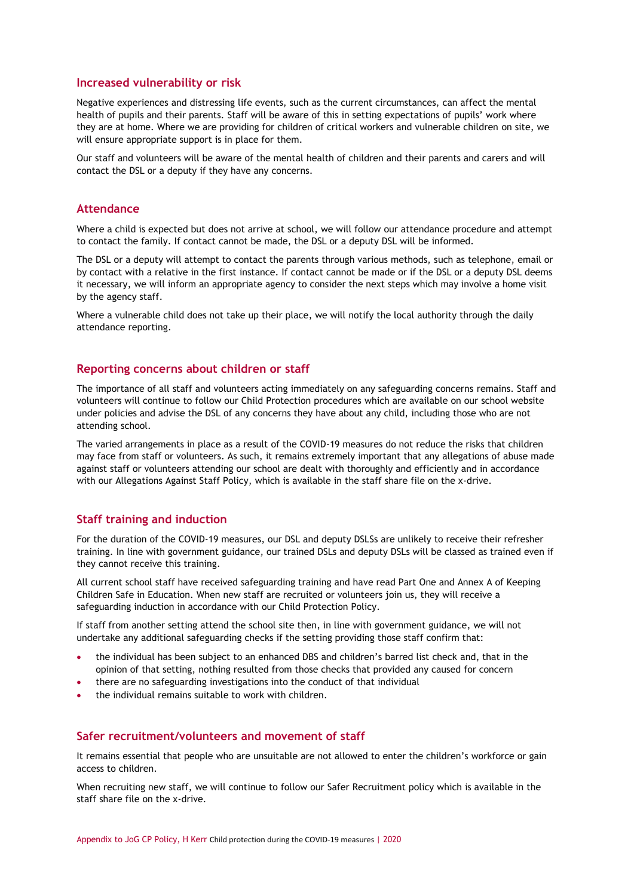## Increased vulnerability or risk

Negative experiences and distressing life events, such as the current circumstances, can affect the mental health of pupils and their parents. Staff will be aware of this in setting expectations of pupils' work where they are at home. Where we are providing for children of critical workers and vulnerable children on site, we will ensure appropriate support is in place for them.

Our staff and volunteers will be aware of the mental health of children and their parents and carers and will contact the DSL or a deputy if they have any concerns.

## Attendance

Where a child is expected but does not arrive at school, we will follow our attendance procedure and attempt to contact the family. If contact cannot be made, the DSL or a deputy DSL will be informed.

The DSL or a deputy will attempt to contact the parents through various methods, such as telephone, email or by contact with a relative in the first instance. If contact cannot be made or if the DSL or a deputy DSL deems it necessary, we will inform an appropriate agency to consider the next steps which may involve a home visit by the agency staff.

Where a vulnerable child does not take up their place, we will notify the local authority through the daily attendance reporting.

## Reporting concerns about children or staff

The importance of all staff and volunteers acting immediately on any safeguarding concerns remains. Staff and volunteers will continue to follow our Child Protection procedures which are available on our school website under policies and advise the DSL of any concerns they have about any child, including those who are not attending school.

The varied arrangements in place as a result of the COVID-19 measures do not reduce the risks that children may face from staff or volunteers. As such, it remains extremely important that any allegations of abuse made against staff or volunteers attending our school are dealt with thoroughly and efficiently and in accordance with our Allegations Against Staff Policy, which is available in the staff share file on the x-drive.

## Staff training and induction

For the duration of the COVID-19 measures, our DSL and deputy DSLSs are unlikely to receive their refresher training. In line with government guidance, our trained DSLs and deputy DSLs will be classed as trained even if they cannot receive this training.

All current school staff have received safeguarding training and have read Part One and Annex A of Keeping Children Safe in Education. When new staff are recruited or volunteers join us, they will receive a safeguarding induction in accordance with our Child Protection Policy.

If staff from another setting attend the school site then, in line with government guidance, we will not undertake any additional safeguarding checks if the setting providing those staff confirm that:

- the individual has been subject to an enhanced DBS and children's barred list check and, that in the opinion of that setting, nothing resulted from those checks that provided any caused for concern
- there are no safeguarding investigations into the conduct of that individual
- the individual remains suitable to work with children.

## Safer recruitment/volunteers and movement of staff

It remains essential that people who are unsuitable are not allowed to enter the children's workforce or gain access to children.

When recruiting new staff, we will continue to follow our Safer Recruitment policy which is available in the staff share file on the x-drive.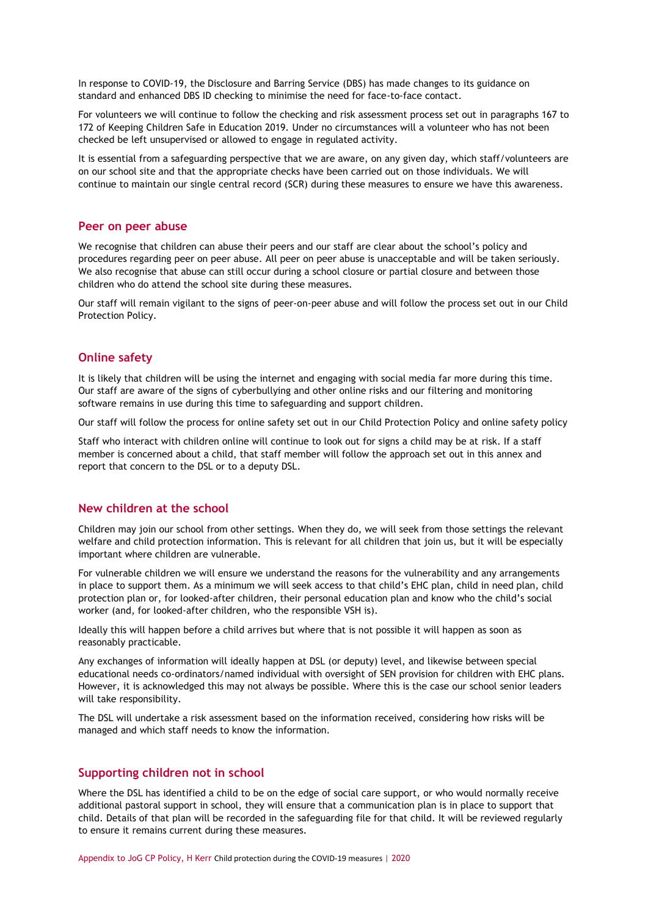In response to COVID-19, the Disclosure and Barring Service (DBS) has made changes to its guidance on standard and enhanced DBS ID checking to minimise the need for face-to-face contact.

For volunteers we will continue to follow the checking and risk assessment process set out in paragraphs 167 to 172 of Keeping Children Safe in Education 2019. Under no circumstances will a volunteer who has not been checked be left unsupervised or allowed to engage in regulated activity.

It is essential from a safeguarding perspective that we are aware, on any given day, which staff/volunteers are on our school site and that the appropriate checks have been carried out on those individuals. We will continue to maintain our single central record (SCR) during these measures to ensure we have this awareness.

## Peer on peer abuse

We recognise that children can abuse their peers and our staff are clear about the school's policy and procedures regarding peer on peer abuse. All peer on peer abuse is unacceptable and will be taken seriously. We also recognise that abuse can still occur during a school closure or partial closure and between those children who do attend the school site during these measures.

Our staff will remain vigilant to the signs of peer-on-peer abuse and will follow the process set out in our Child Protection Policy.

## Online safety

It is likely that children will be using the internet and engaging with social media far more during this time. Our staff are aware of the signs of cyberbullying and other online risks and our filtering and monitoring software remains in use during this time to safeguarding and support children.

Our staff will follow the process for online safety set out in our Child Protection Policy and online safety policy

Staff who interact with children online will continue to look out for signs a child may be at risk. If a staff member is concerned about a child, that staff member will follow the approach set out in this annex and report that concern to the DSL or to a deputy DSL.

## New children at the school

Children may join our school from other settings. When they do, we will seek from those settings the relevant welfare and child protection information. This is relevant for all children that join us, but it will be especially important where children are vulnerable.

For vulnerable children we will ensure we understand the reasons for the vulnerability and any arrangements in place to support them. As a minimum we will seek access to that child's EHC plan, child in need plan, child protection plan or, for looked-after children, their personal education plan and know who the child's social worker (and, for looked-after children, who the responsible VSH is).

Ideally this will happen before a child arrives but where that is not possible it will happen as soon as reasonably practicable.

Any exchanges of information will ideally happen at DSL (or deputy) level, and likewise between special educational needs co-ordinators/named individual with oversight of SEN provision for children with EHC plans. However, it is acknowledged this may not always be possible. Where this is the case our school senior leaders will take responsibility.

The DSL will undertake a risk assessment based on the information received, considering how risks will be managed and which staff needs to know the information.

## Supporting children not in school

Where the DSL has identified a child to be on the edge of social care support, or who would normally receive additional pastoral support in school, they will ensure that a communication plan is in place to support that child. Details of that plan will be recorded in the safeguarding file for that child. It will be reviewed regularly to ensure it remains current during these measures.